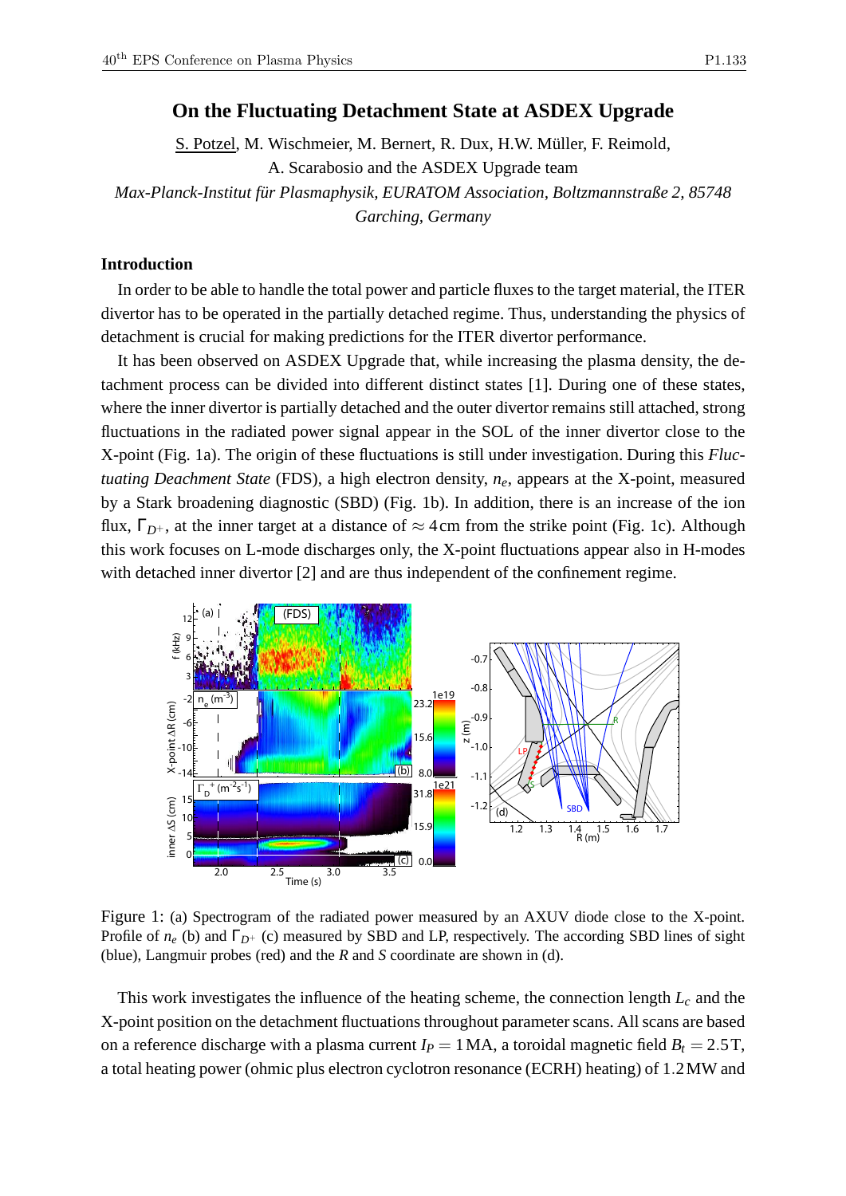# On the Fluctuating Detachment State at ASDEX Upgrade

S. Potzel, M. Wischmeier, M. Bernert, R. Dux, H.W. Müller, F. Reimold, A. Scarabosio and the ASDEX Upgrade team

*Max-Planck-Institut für Plasmaphysik, EURATOM Association, Boltzmannstraße 2, 85748 Garching, Germany*

## Introduction

In order to be able to handle the total power and particle fluxes to the target material, the ITER divertor has to be operated in the partially detached regime. Thus, understanding the physics of detachment is crucial for making predictions for the ITER divertor performance.

It has been observed on ASDEX Upgrade that, while increasing the plasma density, the detachment process can be divided into different distinct states [1]. During one of these states, where the inner divertor is partially detached and the outer divertor remains still attached, strong fluctuations in the radiated power signal appear in the SOL of the inner divertor close to the X-point (Fig. 1a). The origin of these fluctuations is still under investigation. During this *Fluctuating Deachment State* (FDS), a high electron density, $n_e$, appears at the X-point, measured by a Stark broadening diagnostic (SBD) (Fig. 1b). In addition, there is an increase of the ion flux, $\Gamma_{D^+}$, at the inner target at a distance of $\approx 4\,\text{cm}$ from the strike point (Fig. 1c). Although this work focuses on L-mode discharges only, the X-point fluctuations appear also in H-modes with detached inner divertor [2] and are thus independent of the confinement regime.

Figure 1: (a) Spectrogram of the radiated power measured by an AXUV diode close to the X-point. Profile of $n_e$ (b) and $\Gamma_{D^+}$ (c) measured by SBD and LP, respectively. The according SBD lines of sight (blue), Langmuir probes (red) and the $R$ and $S$ coordinate are shown in (d).

This work investigates the influence of the heating scheme, the connection length $L_c$ and the X-point position on the detachment fluctuations throughout parameter scans. All scans are based on a reference discharge with a plasma current $I_P = 1\,\text{MA}$, a toroidal magnetic field $B_t = 2.5\,\text{T}$, a total heating power (ohmic plus electron cyclotron resonance (ECRH) heating) of $1.2\,\text{MW}$ and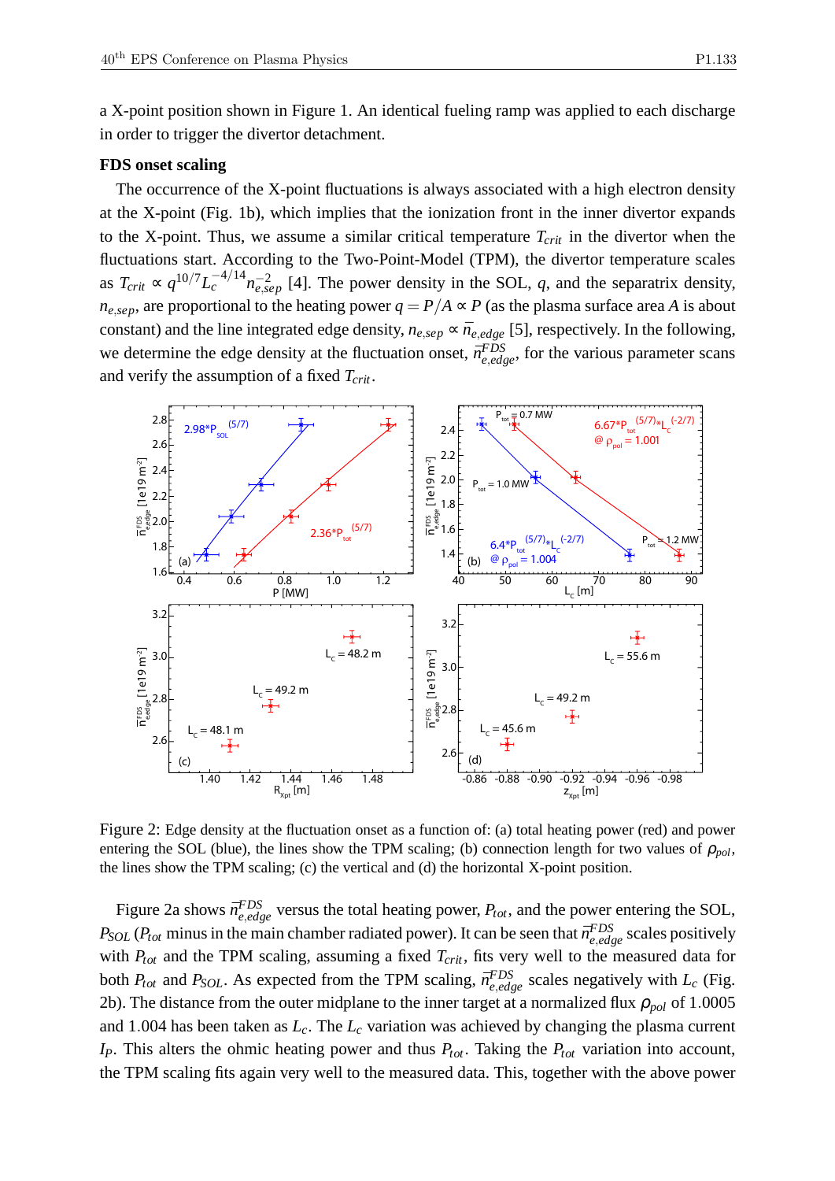a X-point position shown in Figure 1. An identical fueling ramp was applied to each discharge in order to trigger the divertor detachment.

**FDS onset scaling**

The occurrence of the X-point fluctuations is always associated with a high electron density at the X-point (Fig. 1b), which implies that the ionization front in the inner divertor expands to the X-point. Thus, we assume a similar critical temperature $T_{crit}$ in the divertor when the fluctuations start. According to the Two-Point-Model (TPM), the divertor temperature scales as $T_{crit} \propto q^{10/7} L_c^{-4/14} n_{e,sep}^{-2}$ [4]. The power density in the SOL, $q$, and the separatrix density, $n_{e,sep}$, are proportional to the heating power $q = P/A \propto P$ (as the plasma surface area $A$ is about constant) and the line integrated edge density, $n_{e,sep} \propto \bar{n}_{e,edge}$ [5], respectively. In the following, we determine the edge density at the fluctuation onset, $\bar{n}_{e,edge}^{FDS}$, for the various parameter scans and verify the assumption of a fixed $T_{crit}$.

Figure 2: Edge density at the fluctuation onset as a function of: (a) total heating power (red) and power entering the SOL (blue), the lines show the TPM scaling; (b) connection length for two values of $\rho_{pol}$, the lines show the TPM scaling; (c) the vertical and (d) the horizontal X-point position.

Figure 2a shows $\bar{n}_{e,edge}^{FDS}$ versus the total heating power, $P_{tot}$, and the power entering the SOL, $P_{SOL}$ ($P_{tot}$ minus in the main chamber radiated power). It can be seen that $\bar{n}_{e,edge}^{FDS}$ scales positively with $P_{tot}$ and the TPM scaling, assuming a fixed $T_{crit}$, fits very well to the measured data for both $P_{tot}$ and $P_{SOL}$. As expected from the TPM scaling, $\bar{n}_{e,edge}^{FDS}$ scales negatively with $L_c$ (Fig. 2b). The distance from the outer midplane to the inner target at a normalized flux $\rho_{pol}$ of 1.0005 and 1.004 has been taken as $L_c$. The $L_c$ variation was achieved by changing the plasma current $I_P$. This alters the ohmic heating power and thus $P_{tot}$. Taking the $P_{tot}$ variation into account, the TPM scaling fits again very well to the measured data. This, together with the above power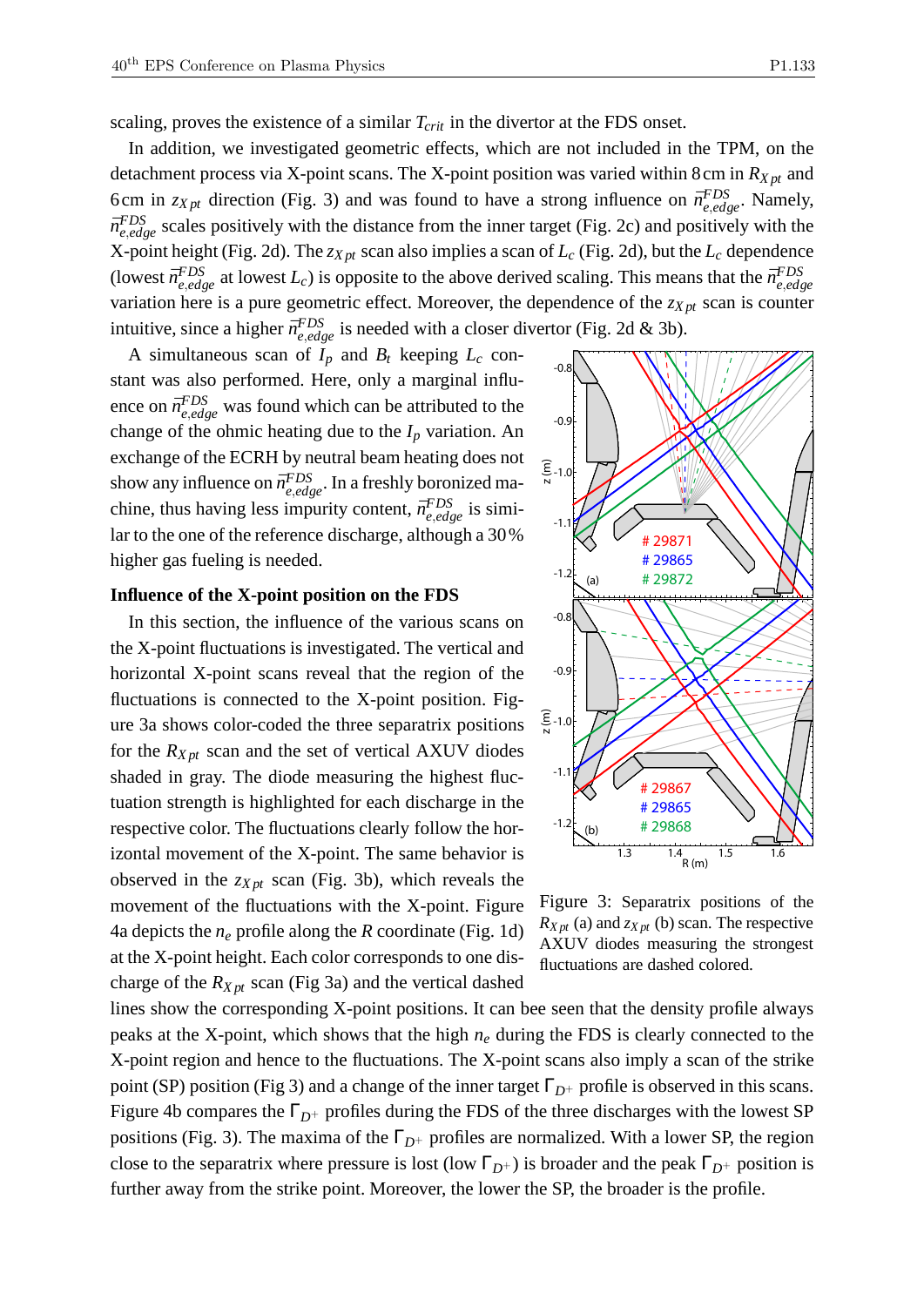scaling, proves the existence of a similar $T_{crit}$ in the divertor at the FDS onset.

In addition, we investigated geometric effects, which are not included in the TPM, on the detachment process via X-point scans. The X-point position was varied within 8 cm in $R_{X\,pt}$ and 6 cm in $z_{X\,pt}$ direction (Fig. 3) and was found to have a strong influence on $\bar{n}_{e,edge}^{FDS}$. Namely, $\bar{n}_{e,edge}^{FDS}$ scales positively with the distance from the inner target (Fig. 2c) and positively with the X-point height (Fig. 2d). The $z_{X\,pt}$ scan also implies a scan of $L_c$ (Fig. 2d), but the $L_c$ dependence (lowest $\bar{n}_{e,edge}^{FDS}$ at lowest $L_c$) is opposite to the above derived scaling. This means that the $\bar{n}_{e,edge}^{FDS}$ variation here is a pure geometric effect. Moreover, the dependence of the $z_{X\,pt}$ scan is counter intuitive, since a higher $\bar{n}_{e,edge}^{FDS}$ is needed with a closer divertor (Fig. 2d & 3b).

A simultaneous scan of $I_p$ and $B_t$ keeping $L_c$ constant was also performed. Here, only a marginal influence on $\bar{n}_{e,edge}^{FDS}$ was found which can be attributed to the change of the ohmic heating due to the $I_p$ variation. An exchange of the ECRH by neutral beam heating does not show any influence on $\bar{n}_{e,edge}^{FDS}$. In a freshly boronized machine, thus having less impurity content, $\bar{n}_{e,edge}^{FDS}$ is similar to the one of the reference discharge, although a 30 % higher gas fueling is needed.

## Influence of the X-point position on the FDS

In this section, the influence of the various scans on the X-point fluctuations is investigated. The vertical and horizontal X-point scans reveal that the region of the fluctuations is connected to the X-point position. Figure 3a shows color-coded the three separatrix positions for the $R_{X\,pt}$ scan and the set of vertical AXUV diodes shaded in gray. The diode measuring the highest fluctuation strength is highlighted for each discharge in the respective color. The fluctuations clearly follow the horizontal movement of the X-point. The same behavior is observed in the $z_{X\,pt}$ scan (Fig. 3b), which reveals the movement of the fluctuations with the X-point. Figure 4a depicts the $n_e$ profile along the $R$ coordinate (Fig. 1d) at the X-point height. Each color corresponds to one discharge of the $R_{X\,pt}$ scan (Fig 3a) and the vertical dashed lines show the corresponding X-point positions. It can bee seen that the density profile always peaks at the X-point, which shows that the high $n_e$ during the FDS is clearly connected to the X-point region and hence to the fluctuations. The X-point scans also imply a scan of the strike point (SP) position (Fig 3) and a change of the inner target $\Gamma_{D^+}$ profile is observed in this scans. Figure 4b compares the $\Gamma_{D^+}$ profiles during the FDS of the three discharges with the lowest SP positions (Fig. 3). The maxima of the $\Gamma_{D^+}$ profiles are normalized. With a lower SP, the region close to the separatrix where pressure is lost (low $\Gamma_{D^+}$) is broader and the peak $\Gamma_{D^+}$ position is further away from the strike point. Moreover, the lower the SP, the broader is the profile.

Figure 3: Separatrix positions of the $R_{X\,pt}$ (a) and $z_{X\,pt}$ (b) scan. The respective AXUV diodes measuring the strongest fluctuations are dashed colored.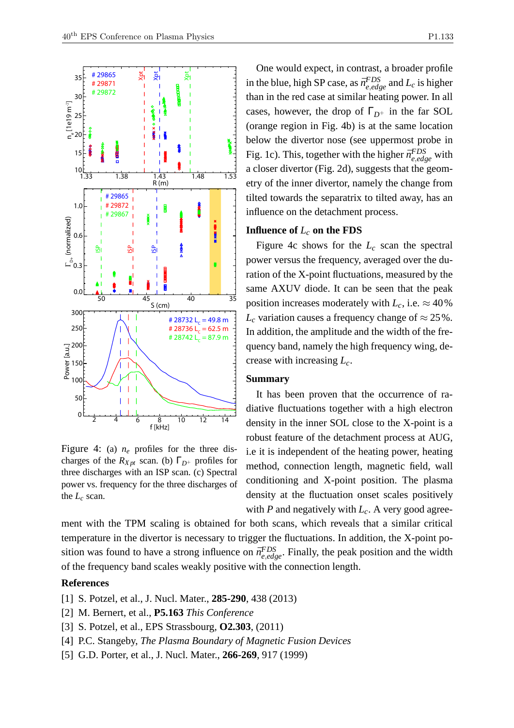# 29865
# 29871
# 29872
Xpt
Xpt
Xpt
35
30
25
20
15
10
$n_e$ [1e19 m$^{-3}$]
1.33
1.38
1.43
1.48
1.53
R (m)

# 29865
# 29872
# 29867
ISP
ISP
ISP
1.0
0.6
0.3
0.0
$\Gamma_{D+}$ (normalized)
50
45
40
35
S (cm)

# 28732 $L_c$ = 49.8 m
# 28736 $L_c$ = 62.5 m
# 28742 $L_c$ = 87.9 m
300
250
200
150
100
50
0
Power [a.u.]
2
4
6
8
10
12
14
f [kHz]

Figure 4: (a) $n_e$ profiles for the three discharges of the $R_{Xpt}$ scan. (b) $\Gamma_{D^+}$ profiles for three discharges with an ISP scan. (c) Spectral power vs. frequency for the three discharges of the $L_c$ scan.

One would expect, in contrast, a broader profile in the blue, high SP case, as $\bar{n}_{e,edge}^{FDS}$ and $L_c$ is higher than in the red case at similar heating power. In all cases, however, the drop of $\Gamma_{D^+}$ in the far SOL (orange region in Fig. 4b) is at the same location below the divertor nose (see uppermost probe in Fig. 1c). This, together with the higher $\bar{n}_{e,edge}^{FDS}$ with a closer divertor (Fig. 2d), suggests that the geometry of the inner divertor, namely the change from tilted towards the separatrix to tilted away, has an influence on the detachment process.

### Influence of $L_c$ on the FDS

Figure 4c shows for the $L_c$ scan the spectral power versus the frequency, averaged over the duration of the X-point fluctuations, measured by the same AXUV diode. It can be seen that the peak position increases moderately with $L_c$, i.e. $\approx 40\%$ $L_c$ variation causes a frequency change of $\approx 25\%$. In addition, the amplitude and the width of the frequency band, namely the high frequency wing, decrease with increasing $L_c$.

### Summary

It has been proven that the occurrence of radiative fluctuations together with a high electron density in the inner SOL close to the X-point is a robust feature of the detachment process at AUG, i.e it is independent of the heating power, heating method, connection length, magnetic field, wall conditioning and X-point position. The plasma density at the fluctuation onset scales positively with $P$ and negatively with $L_c$. A very good agreement with the TPM scaling is obtained for both scans, which reveals that a similar critical temperature in the divertor is necessary to trigger the fluctuations. In addition, the X-point position was found to have a strong influence on $\bar{n}_{e,edge}^{FDS}$. Finally, the peak position and the width of the frequency band scales weakly positive with the connection length.

### References

[1] S. Potzel, et al., J. Nucl. Mater., **285-290**, 438 (2013)
[2] M. Bernert, et al., **P5.163** *This Conference*
[3] S. Potzel, et al., EPS Strassbourg, **O2.303**, (2011)
[4] P.C. Stangeby, *The Plasma Boundary of Magnetic Fusion Devices*
[5] G.D. Porter, et al., J. Nucl. Mater., **266-269**, 917 (1999)